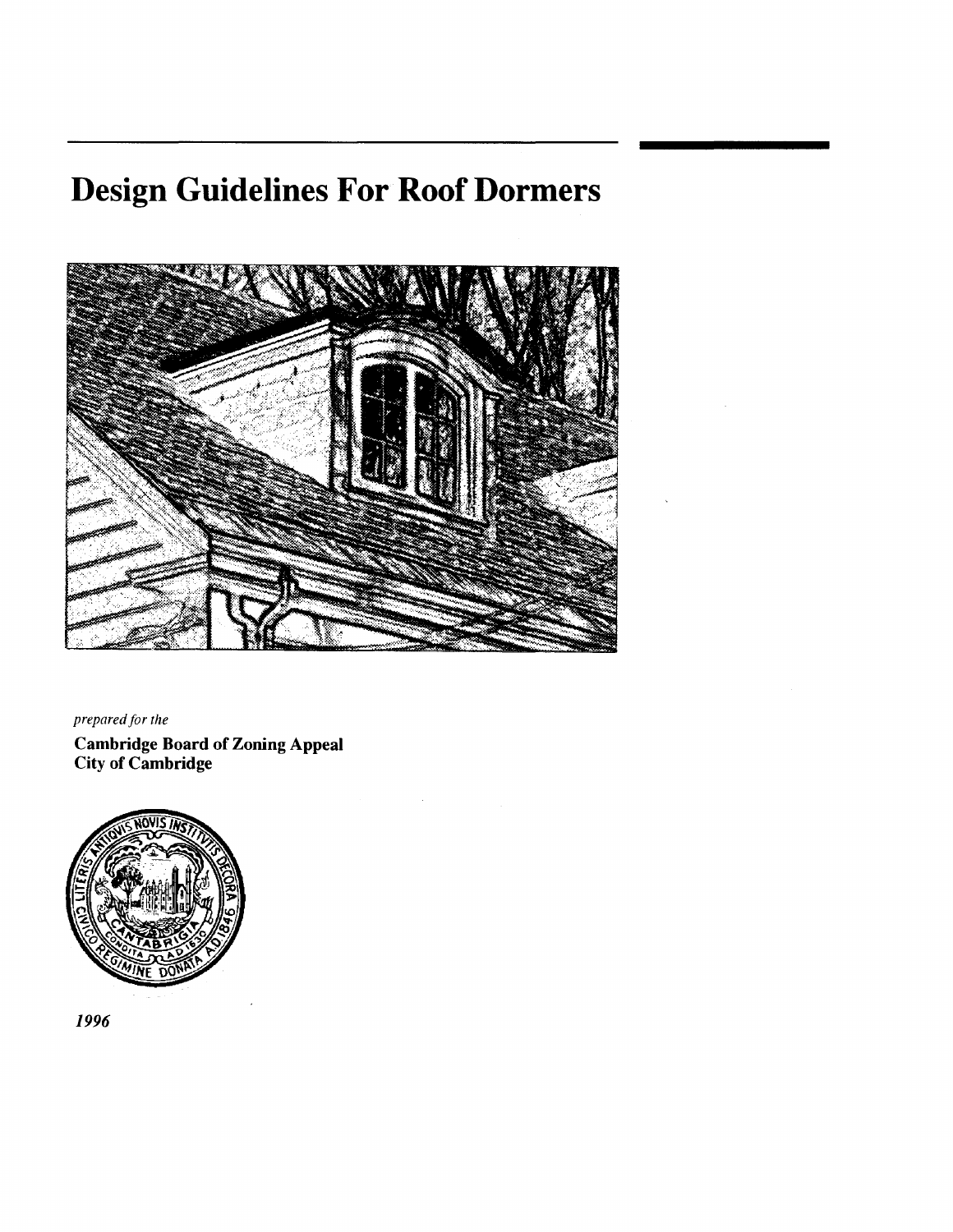# Design Guidelines For Roof Dormers

*prepared for the*

**Cambridge Board of Zoning Appeal**
**City of Cambridge**

*1996*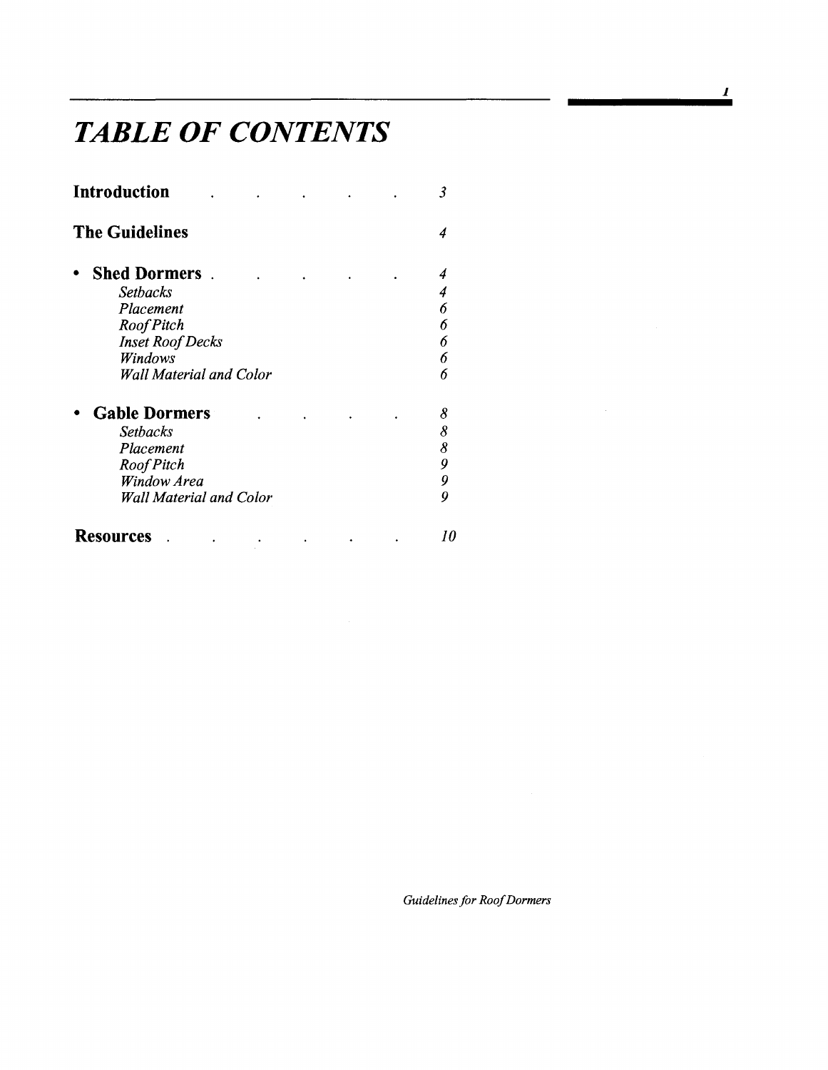# TABLE OF CONTENTS

| | |
|---|---|
| **Introduction** | *3* |
| **The Guidelines** | *4* |
| • **Shed Dormers** | *4* |
| *Setbacks* | *4* |
| *Placement* | *6* |
| *Roof Pitch* | *6* |
| *Inset Roof Decks* | *6* |
| *Windows* | *6* |
| *Wall Material and Color* | *6* |
| • **Gable Dormers** | *8* |
| *Setbacks* | *8* |
| *Placement* | *8* |
| *Roof Pitch* | *9* |
| *Window Area* | *9* |
| *Wall Material and Color* | *9* |
| **Resources** | *10* |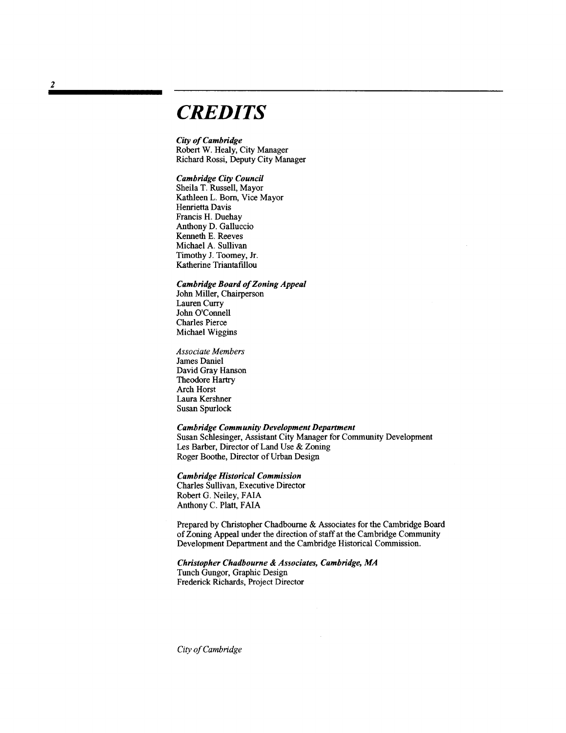# *CREDITS*

***City of Cambridge***
Robert W. Healy, City Manager
Richard Rossi, Deputy City Manager

***Cambridge City Council***
Sheila T. Russell, Mayor
Kathleen L. Born, Vice Mayor
Henrietta Davis
Francis H. Duehay
Anthony D. Galluccio
Kenneth E. Reeves
Michael A. Sullivan
Timothy J. Toomey, Jr.
Katherine Triantafillou

***Cambridge Board of Zoning Appeal***
John Miller, Chairperson
Lauren Curry
John O'Connell
Charles Pierce
Michael Wiggins

*Associate Members*
James Daniel
David Gray Hanson
Theodore Hartry
Arch Horst
Laura Kershner
Susan Spurlock

***Cambridge Community Development Department***
Susan Schlesinger, Assistant City Manager for Community Development
Les Barber, Director of Land Use & Zoning
Roger Boothe, Director of Urban Design

***Cambridge Historical Commission***
Charles Sullivan, Executive Director
Robert G. Neiley, FAIA
Anthony C. Platt, FAIA

Prepared by Christopher Chadbourne & Associates for the Cambridge Board of Zoning Appeal under the direction of staff at the Cambridge Community Development Department and the Cambridge Historical Commission.

***Christopher Chadbourne & Associates, Cambridge, MA***
Tunch Gungor, Graphic Design
Frederick Richards, Project Director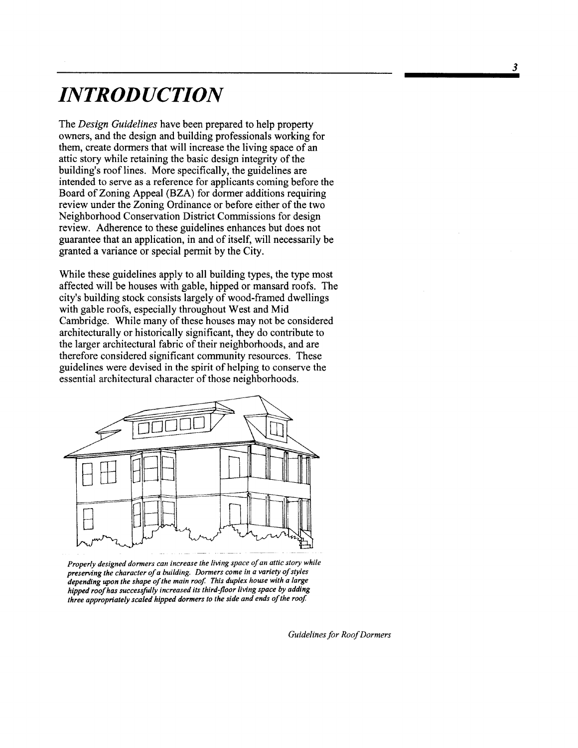# *INTRODUCTION*

The *Design Guidelines* have been prepared to help property owners, and the design and building professionals working for them, create dormers that will increase the living space of an attic story while retaining the basic design integrity of the building's roof lines. More specifically, the guidelines are intended to serve as a reference for applicants coming before the Board of Zoning Appeal (BZA) for dormer additions requiring review under the Zoning Ordinance or before either of the two Neighborhood Conservation District Commissions for design review. Adherence to these guidelines enhances but does not guarantee that an application, in and of itself, will necessarily be granted a variance or special permit by the City.

While these guidelines apply to all building types, the type most affected will be houses with gable, hipped or mansard roofs. The city's building stock consists largely of wood-framed dwellings with gable roofs, especially throughout West and Mid Cambridge. While many of these houses may not be considered architecturally or historically significant, they do contribute to the larger architectural fabric of their neighborhoods, and are therefore considered significant community resources. These guidelines were devised in the spirit of helping to conserve the essential architectural character of those neighborhoods.

***Properly designed dormers can increase the living space of an attic story while preserving the character of a building. Dormers come in a variety of styles depending upon the shape of the main roof. This duplex house with a large hipped roof has successfully increased its third-floor living space by adding three appropriately scaled hipped dormers to the side and ends of the roof.***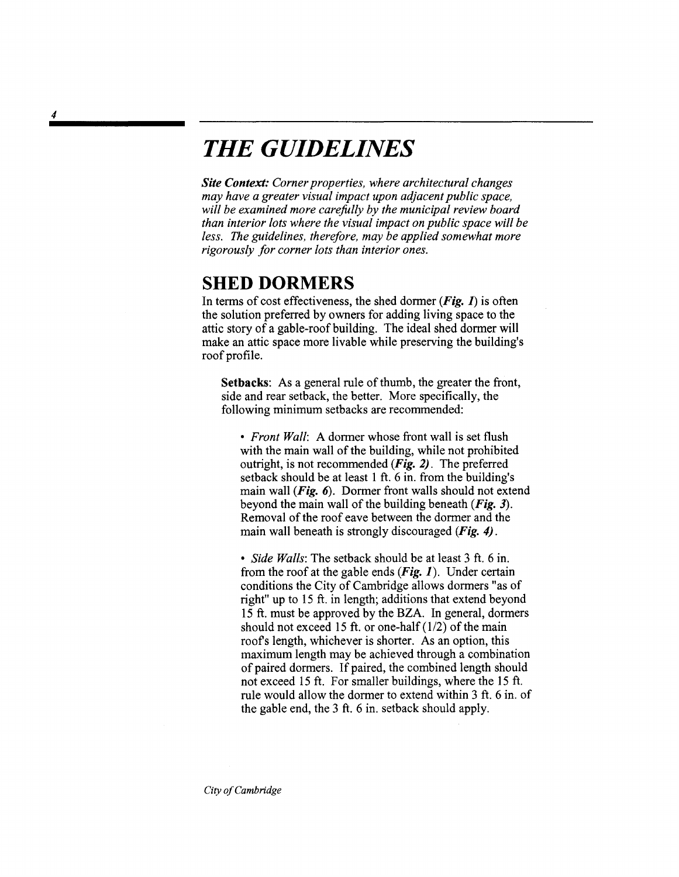# THE GUIDELINES

***Site Context:*** *Corner properties, where architectural changes may have a greater visual impact upon adjacent public space, will be examined more carefully by the municipal review board than interior lots where the visual impact on public space will be less. The guidelines, therefore, may be applied somewhat more rigorously for corner lots than interior ones.*

## SHED DORMERS

In terms of cost effectiveness, the shed dormer (***Fig. 1***) is often the solution preferred by owners for adding living space to the attic story of a gable-roof building. The ideal shed dormer will make an attic space more livable while preserving the building's roof profile.

**Setbacks**: As a general rule of thumb, the greater the front, side and rear setback, the better. More specifically, the following minimum setbacks are recommended:

- *Front Wall*: A dormer whose front wall is set flush with the main wall of the building, while not prohibited outright, is not recommended (***Fig. 2)***. The preferred setback should be at least 1 ft. 6 in. from the building's main wall (***Fig. 6***). Dormer front walls should not extend beyond the main wall of the building beneath (***Fig. 3***). Removal of the roof eave between the dormer and the main wall beneath is strongly discouraged (***Fig. 4)***.

- *Side Walls*: The setback should be at least 3 ft. 6 in. from the roof at the gable ends (***Fig. 1***). Under certain conditions the City of Cambridge allows dormers "as of right" up to 15 ft. in length; additions that extend beyond 15 ft. must be approved by the BZA. In general, dormers should not exceed 15 ft. or one-half (1/2) of the main roof's length, whichever is shorter. As an option, this maximum length may be achieved through a combination of paired dormers. If paired, the combined length should not exceed 15 ft. For smaller buildings, where the 15 ft. rule would allow the dormer to extend within 3 ft. 6 in. of the gable end, the 3 ft. 6 in. setback should apply.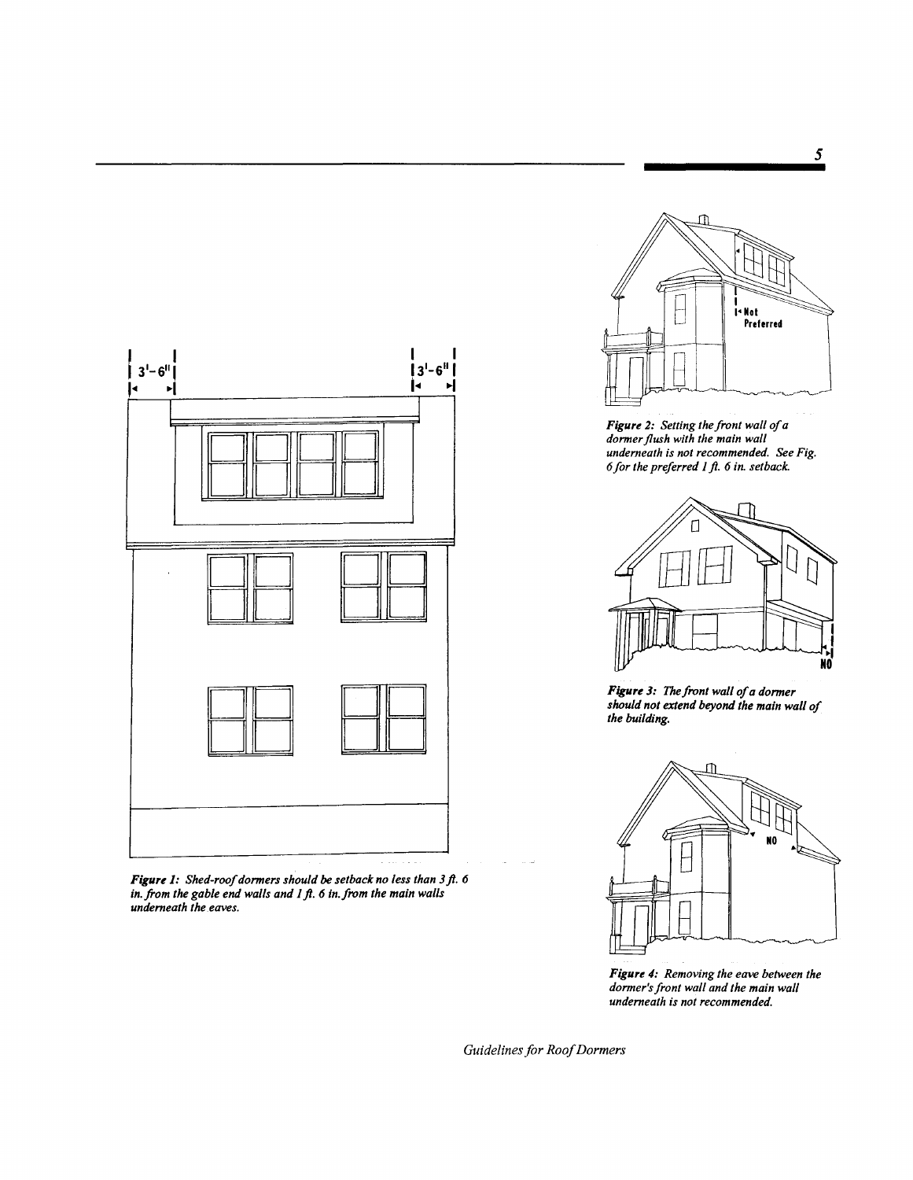*Figure 1: Shed-roof dormers should be setback no less than 3 ft. 6 in. from the gable end walls and 1 ft. 6 in. from the main walls underneath the eaves.*

*Figure 2: Setting the front wall of a dormer flush with the main wall underneath is not recommended. See Fig. 6 for the preferred 1 ft. 6 in. setback.*

*Figure 3: The front wall of a dormer should not extend beyond the main wall of the building.*

*Figure 4: Removing the eave between the dormer's front wall and the main wall underneath is not recommended.*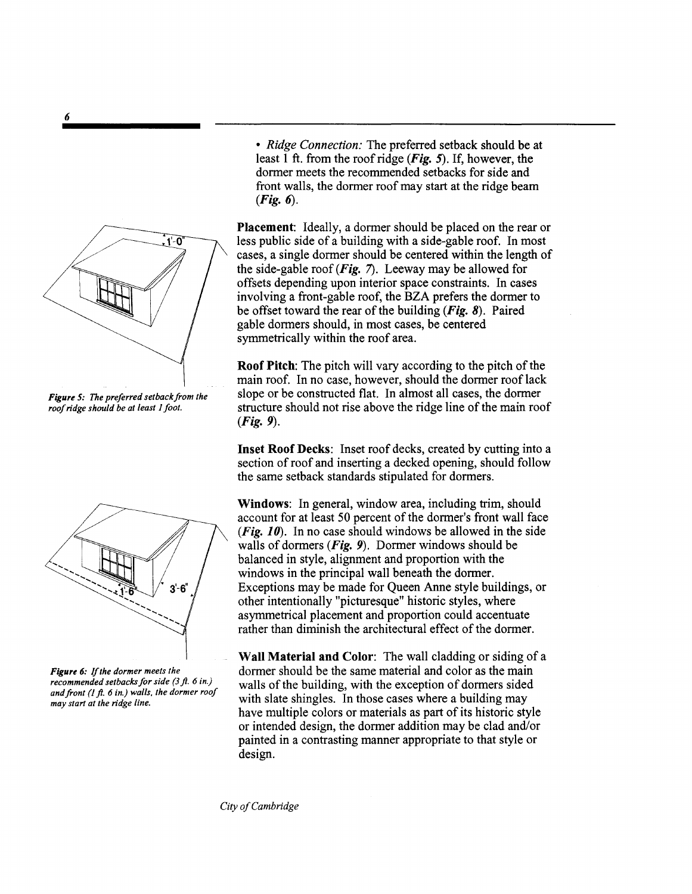- *Ridge Connection:* The preferred setback should be at least 1 ft. from the roof ridge (***Fig. 5***). If, however, the dormer meets the recommended setbacks for side and front walls, the dormer roof may start at the ridge beam (***Fig. 6***).

*Figure 5: The preferred setback from the roof ridge should be at least 1 foot.*

*Figure 6: If the dormer meets the recommended setbacks for side (3 ft. 6 in.) and front (1 ft. 6 in.) walls, the dormer roof may start at the ridge line.*

**Placement**: Ideally, a dormer should be placed on the rear or less public side of a building with a side-gable roof. In most cases, a single dormer should be centered within the length of the side-gable roof (***Fig. 7***). Leeway may be allowed for offsets depending upon interior space constraints. In cases involving a front-gable roof, the BZA prefers the dormer to be offset toward the rear of the building (***Fig. 8***). Paired gable dormers should, in most cases, be centered symmetrically within the roof area.

**Roof Pitch**: The pitch will vary according to the pitch of the main roof. In no case, however, should the dormer roof lack slope or be constructed flat. In almost all cases, the dormer structure should not rise above the ridge line of the main roof (***Fig. 9***).

**Inset Roof Decks**: Inset roof decks, created by cutting into a section of roof and inserting a decked opening, should follow the same setback standards stipulated for dormers.

**Windows**: In general, window area, including trim, should account for at least 50 percent of the dormer's front wall face (***Fig. 10***). In no case should windows be allowed in the side walls of dormers (***Fig. 9***). Dormer windows should be balanced in style, alignment and proportion with the windows in the principal wall beneath the dormer. Exceptions may be made for Queen Anne style buildings, or other intentionally "picturesque" historic styles, where asymmetrical placement and proportion could accentuate rather than diminish the architectural effect of the dormer.

**Wall Material and Color**: The wall cladding or siding of a dormer should be the same material and color as the main walls of the building, with the exception of dormers sided with slate shingles. In those cases where a building may have multiple colors or materials as part of its historic style or intended design, the dormer addition may be clad and/or painted in a contrasting manner appropriate to that style or design.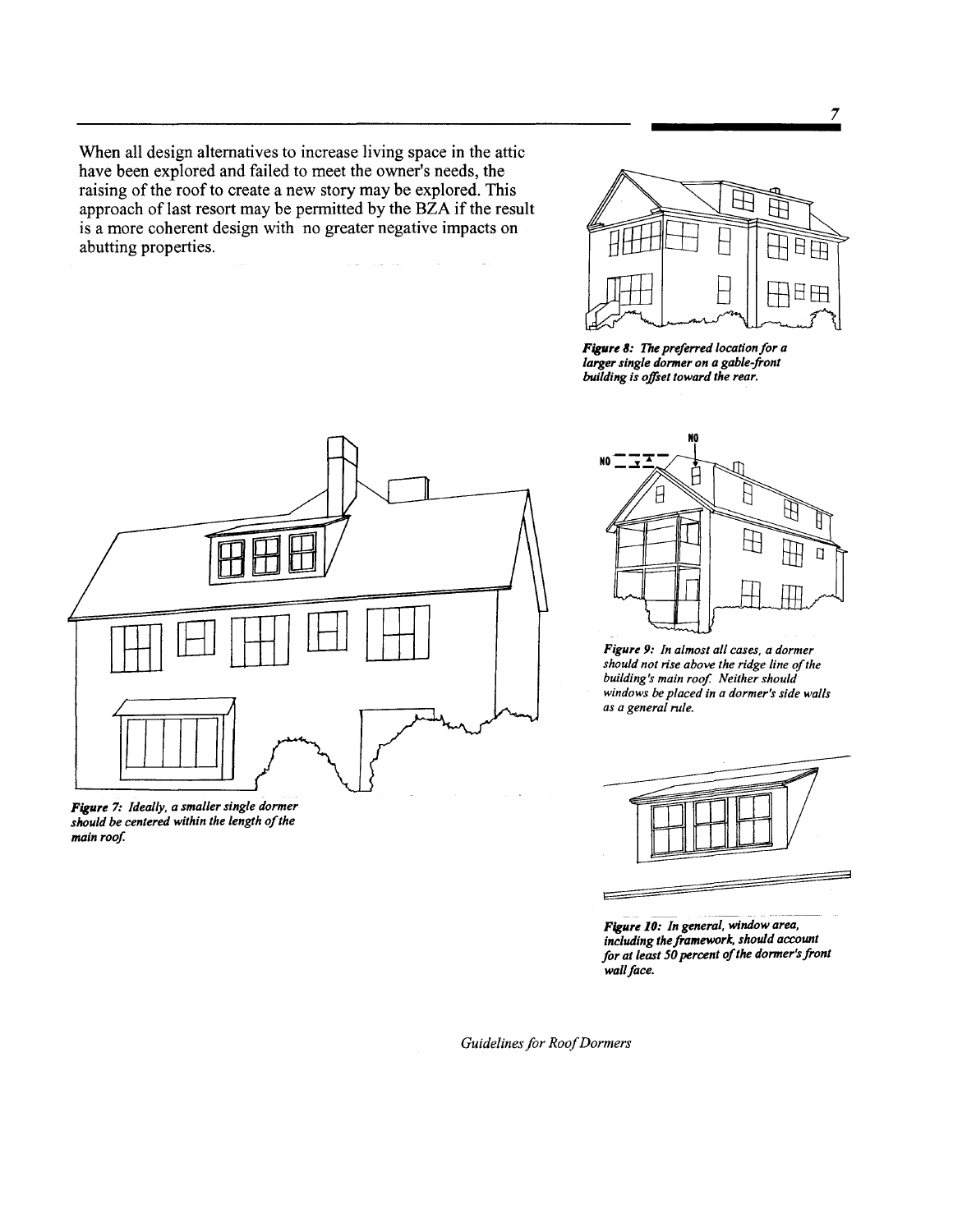When all design alternatives to increase living space in the attic have been explored and failed to meet the owner's needs, the raising of the roof to create a new story may be explored. This approach of last resort may be permitted by the BZA if the result is a more coherent design with no greater negative impacts on abutting properties.

***Figure 8:** The preferred location for a larger single dormer on a gable-front building is offset toward the rear.*

***Figure 7:** Ideally, a smaller single dormer should be centered within the length of the main roof.*

***Figure 9:** In almost all cases, a dormer should not rise above the ridge line of the building's main roof. Neither should windows be placed in a dormer's side walls as a general rule.*

***Figure 10:** In general, window area, including the framework, should account for at least 50 percent of the dormer's front wall face.*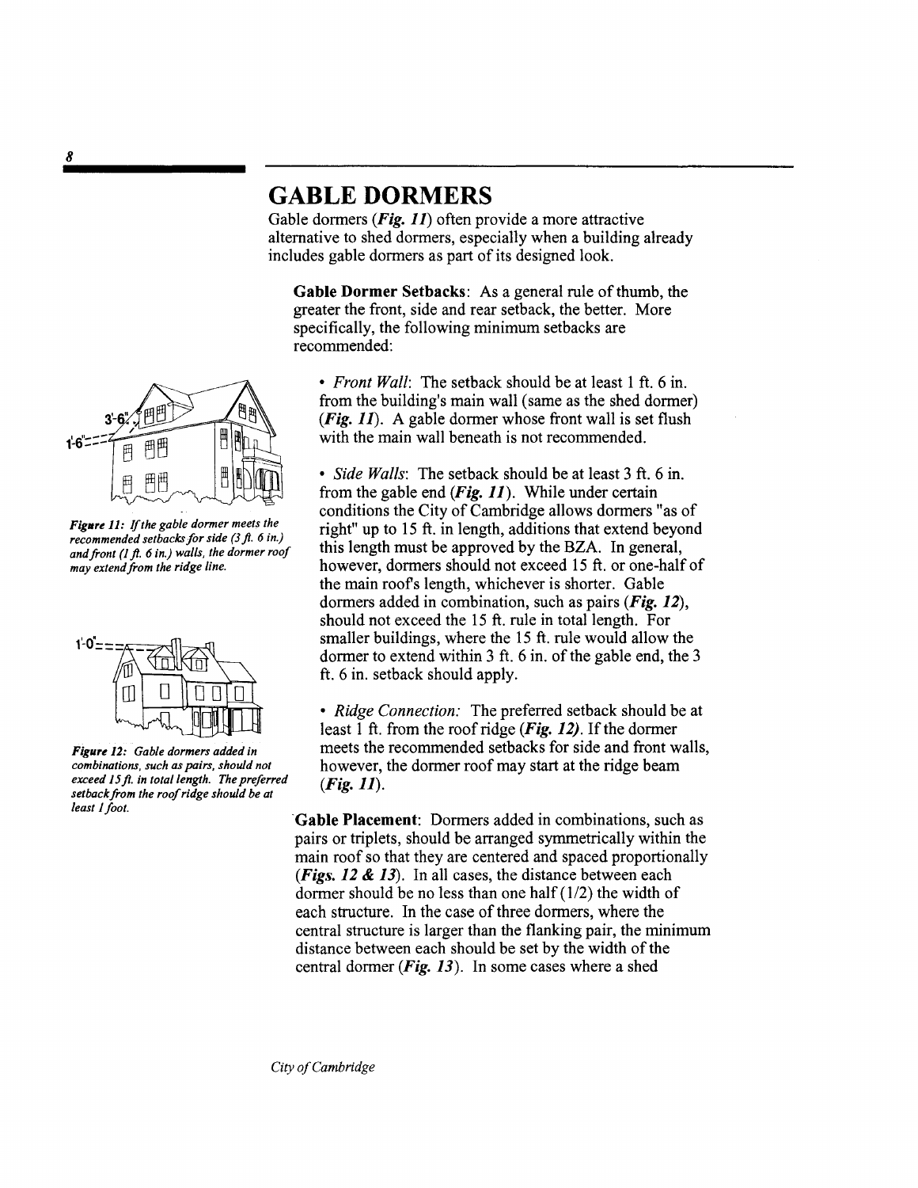# GABLE DORMERS

Gable dormers (***Fig. 11***) often provide a more attractive alternative to shed dormers, especially when a building already includes gable dormers as part of its designed look.

**Gable Dormer Setbacks**: As a general rule of thumb, the greater the front, side and rear setback, the better. More specifically, the following minimum setbacks are recommended:

- *Front Wall*: The setback should be at least 1 ft. 6 in. from the building's main wall (same as the shed dormer) (***Fig. 11***). A gable dormer whose front wall is set flush with the main wall beneath is not recommended.

- *Side Walls*: The setback should be at least 3 ft. 6 in. from the gable end (***Fig. 11***). While under certain conditions the City of Cambridge allows dormers "as of right" up to 15 ft. in length, additions that extend beyond this length must be approved by the BZA. In general, however, dormers should not exceed 15 ft. or one-half of the main roof's length, whichever is shorter. Gable dormers added in combination, such as pairs (***Fig. 12***), should not exceed the 15 ft. rule in total length. For smaller buildings, where the 15 ft. rule would allow the dormer to extend within 3 ft. 6 in. of the gable end, the 3 ft. 6 in. setback should apply.

- *Ridge Connection:* The preferred setback should be at least 1 ft. from the roof ridge (***Fig. 12***). If the dormer meets the recommended setbacks for side and front walls, however, the dormer roof may start at the ridge beam (***Fig. 11***).

***Figure 11:*** *If the gable dormer meets the recommended setbacks for side (3 ft. 6 in.) and front (1 ft. 6 in.) walls, the dormer roof may extend from the ridge line.*

***Figure 12:*** *Gable dormers added in combinations, such as pairs, should not exceed 15 ft. in total length. The preferred setback from the roof ridge should be at least 1 foot.*

**Gable Placement**: Dormers added in combinations, such as pairs or triplets, should be arranged symmetrically within the main roof so that they are centered and spaced proportionally (***Figs. 12 & 13***). In all cases, the distance between each dormer should be no less than one half (1/2) the width of each structure. In the case of three dormers, where the central structure is larger than the flanking pair, the minimum distance between each should be set by the width of the central dormer (***Fig. 13***). In some cases where a shed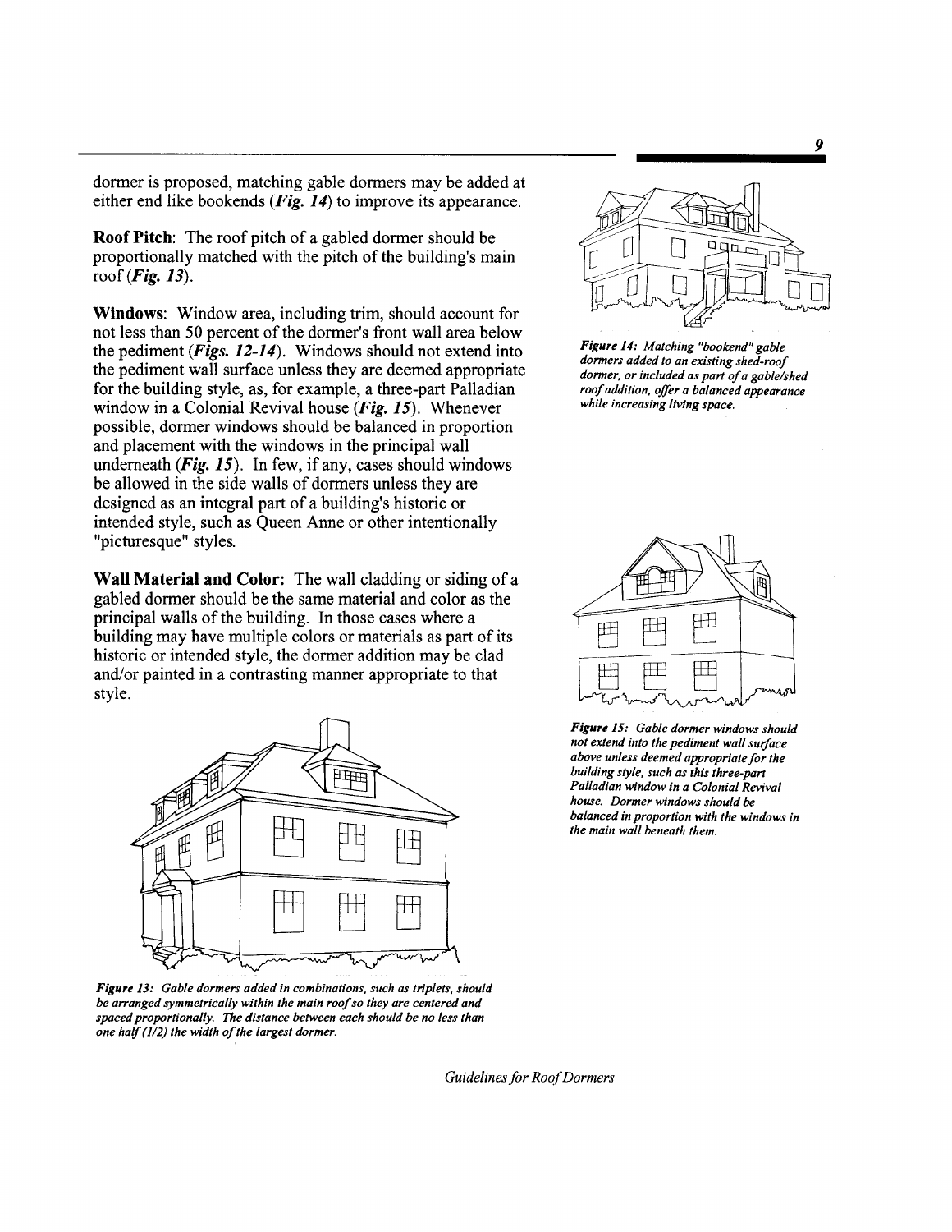dormer is proposed, matching gable dormers may be added at either end like bookends (***Fig. 14***) to improve its appearance.

**Roof Pitch**: The roof pitch of a gabled dormer should be proportionally matched with the pitch of the building's main roof (***Fig. 13***).

**Windows**: Window area, including trim, should account for not less than 50 percent of the dormer's front wall area below the pediment (***Figs. 12-14***). Windows should not extend into the pediment wall surface unless they are deemed appropriate for the building style, as, for example, a three-part Palladian window in a Colonial Revival house (***Fig. 15***). Whenever possible, dormer windows should be balanced in proportion and placement with the windows in the principal wall underneath (***Fig. 15***). In few, if any, cases should windows be allowed in the side walls of dormers unless they are designed as an integral part of a building's historic or intended style, such as Queen Anne or other intentionally "picturesque" styles.

**Wall Material and Color:** The wall cladding or siding of a gabled dormer should be the same material and color as the principal walls of the building. In those cases where a building may have multiple colors or materials as part of its historic or intended style, the dormer addition may be clad and/or painted in a contrasting manner appropriate to that style.

***Figure 13:*** *Gable dormers added in combinations, such as triplets, should be arranged symmetrically within the main roof so they are centered and spaced proportionally. The distance between each should be no less than one half (1/2) the width of the largest dormer.*

***Figure 14:*** *Matching "bookend" gable dormers added to an existing shed-roof dormer, or included as part of a gable/shed roof addition, offer a balanced appearance while increasing living space.*

***Figure 15:*** *Gable dormer windows should not extend into the pediment wall surface above unless deemed appropriate for the building style, such as this three-part Palladian window in a Colonial Revival house. Dormer windows should be balanced in proportion with the windows in the main wall beneath them.*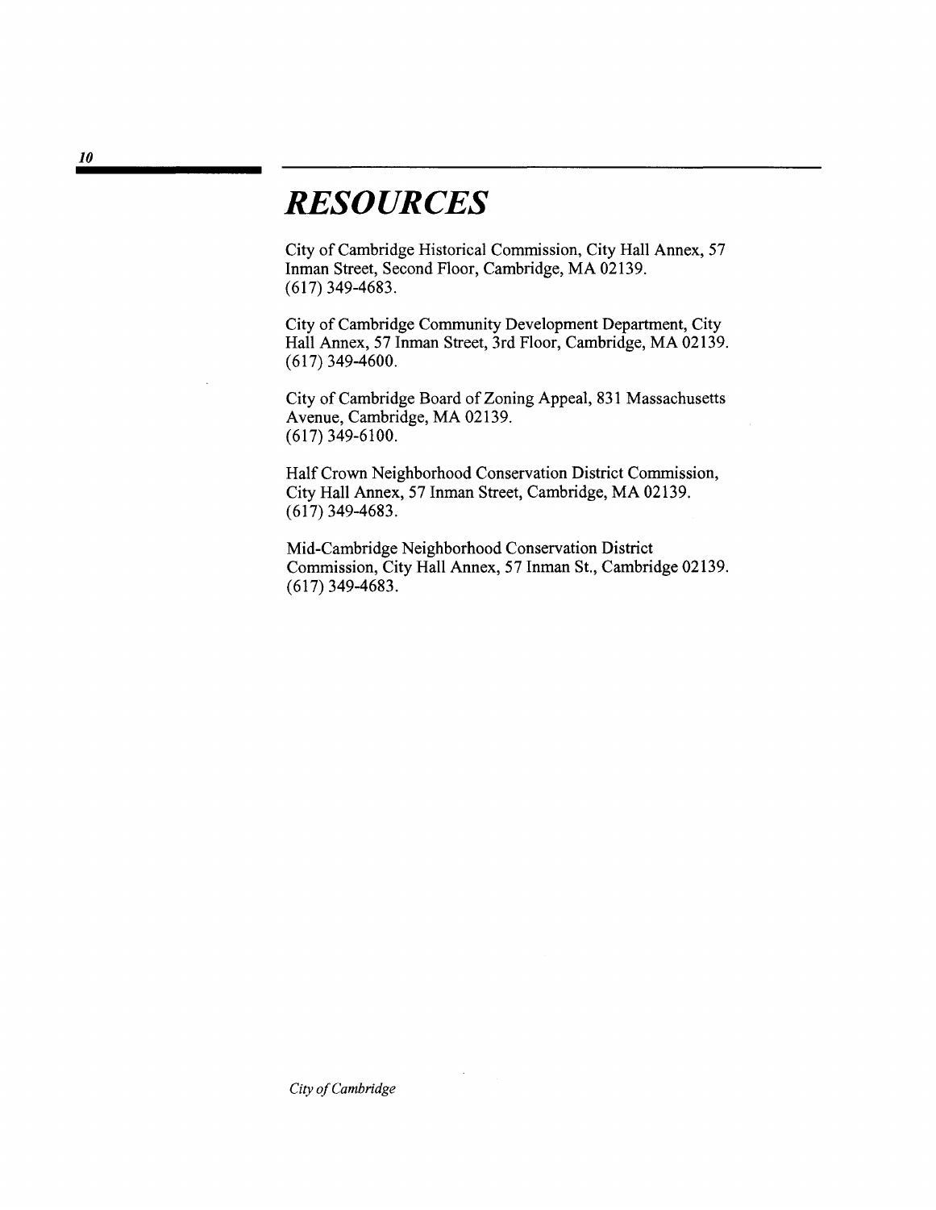# RESOURCES

City of Cambridge Historical Commission, City Hall Annex, 57 Inman Street, Second Floor, Cambridge, MA 02139. (617) 349-4683.

City of Cambridge Community Development Department, City Hall Annex, 57 Inman Street, 3rd Floor, Cambridge, MA 02139. (617) 349-4600.

City of Cambridge Board of Zoning Appeal, 831 Massachusetts Avenue, Cambridge, MA 02139. (617) 349-6100.

Half Crown Neighborhood Conservation District Commission, City Hall Annex, 57 Inman Street, Cambridge, MA 02139. (617) 349-4683.

Mid-Cambridge Neighborhood Conservation District Commission, City Hall Annex, 57 Inman St., Cambridge 02139. (617) 349-4683.